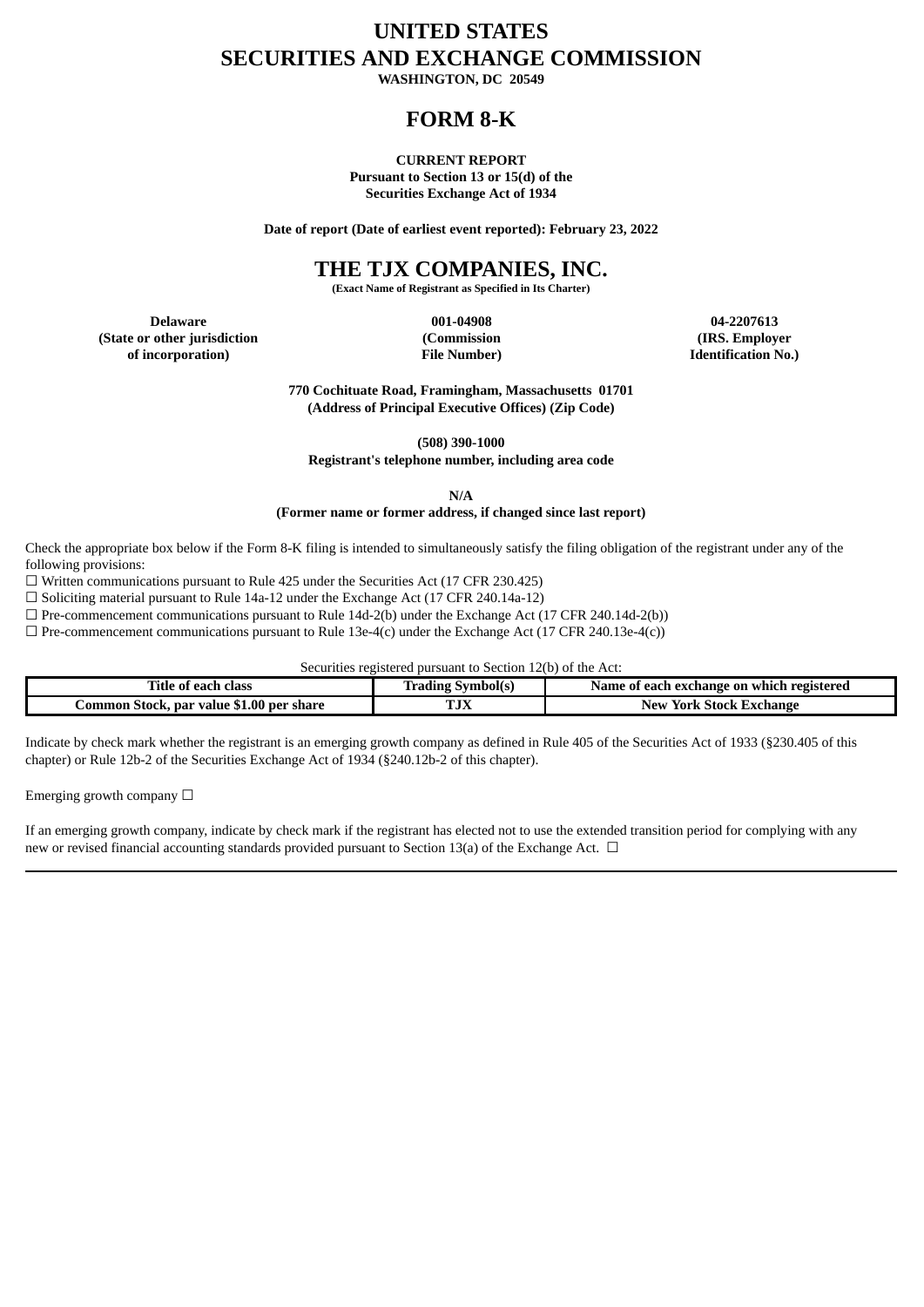# UNITED STATES
# SECURITIES AND EXCHANGE COMMISSION

**WASHINGTON, DC 20549**

# FORM 8-K

**CURRENT REPORT**
**Pursuant to Section 13 or 15(d) of the**
**Securities Exchange Act of 1934**

**Date of report (Date of earliest event reported): February 23, 2022**

# THE TJX COMPANIES, INC.

**(Exact Name of Registrant as Specified in Its Charter)**

| **Delaware** | **001-04908** | **04-2207613** |
|---|---|---|
| **(State or other jurisdiction of incorporation)** | **(Commission File Number)** | **(IRS. Employer Identification No.)** |

**770 Cochituate Road, Framingham, Massachusetts 01701**
**(Address of Principal Executive Offices) (Zip Code)**

**(508) 390-1000**
**Registrant's telephone number, including area code**

**N/A**
**(Former name or former address, if changed since last report)**

Check the appropriate box below if the Form 8-K filing is intended to simultaneously satisfy the filing obligation of the registrant under any of the following provisions:

☐ Written communications pursuant to Rule 425 under the Securities Act (17 CFR 230.425)
☐ Soliciting material pursuant to Rule 14a-12 under the Exchange Act (17 CFR 240.14a-12)
☐ Pre-commencement communications pursuant to Rule 14d-2(b) under the Exchange Act (17 CFR 240.14d-2(b))
☐ Pre-commencement communications pursuant to Rule 13e-4(c) under the Exchange Act (17 CFR 240.13e-4(c))

Securities registered pursuant to Section 12(b) of the Act:

| Title of each class | Trading Symbol(s) | Name of each exchange on which registered |
|---|---|---|
| Common Stock, par value $1.00 per share | TJX | New York Stock Exchange |

Indicate by check mark whether the registrant is an emerging growth company as defined in Rule 405 of the Securities Act of 1933 (§230.405 of this chapter) or Rule 12b-2 of the Securities Exchange Act of 1934 (§240.12b-2 of this chapter).

Emerging growth company ☐

If an emerging growth company, indicate by check mark if the registrant has elected not to use the extended transition period for complying with any new or revised financial accounting standards provided pursuant to Section 13(a) of the Exchange Act. ☐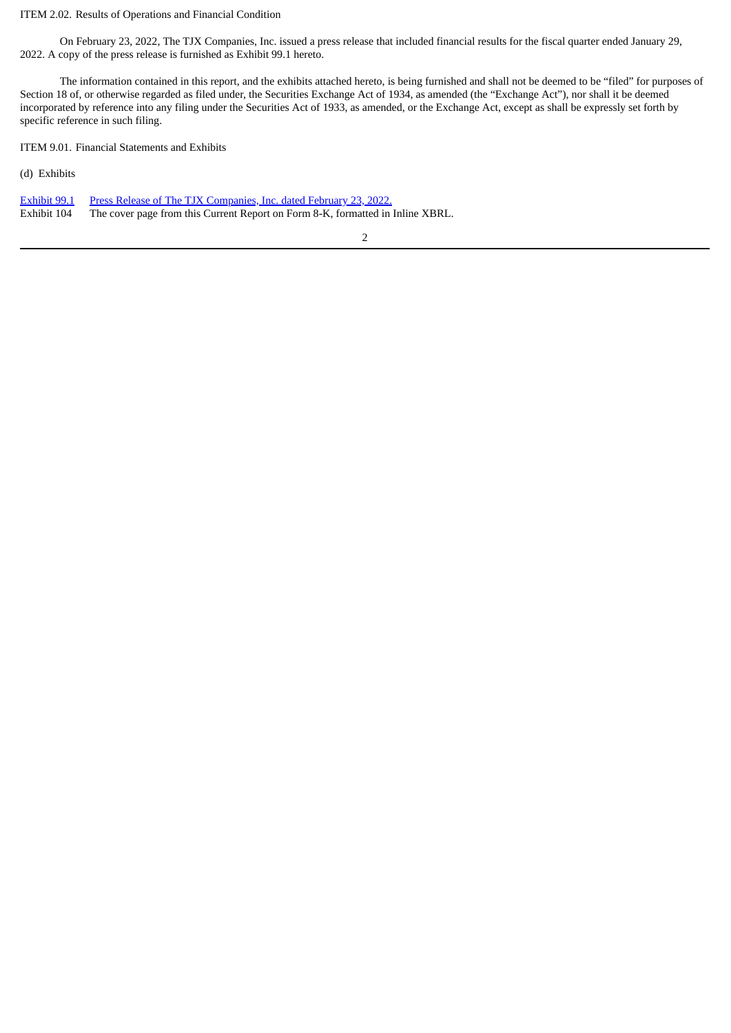ITEM 2.02. Results of Operations and Financial Condition

On February 23, 2022, The TJX Companies, Inc. issued a press release that included financial results for the fiscal quarter ended January 29, 2022. A copy of the press release is furnished as Exhibit 99.1 hereto.

The information contained in this report, and the exhibits attached hereto, is being furnished and shall not be deemed to be "filed" for purposes of Section 18 of, or otherwise regarded as filed under, the Securities Exchange Act of 1934, as amended (the "Exchange Act"), nor shall it be deemed incorporated by reference into any filing under the Securities Act of 1933, as amended, or the Exchange Act, except as shall be expressly set forth by specific reference in such filing.

ITEM 9.01. Financial Statements and Exhibits

(d) Exhibits

| | |
|---|---|
| Exhibit 99.1 | Press Release of The TJX Companies, Inc. dated February 23, 2022. |
| Exhibit 104 | The cover page from this Current Report on Form 8-K, formatted in Inline XBRL. |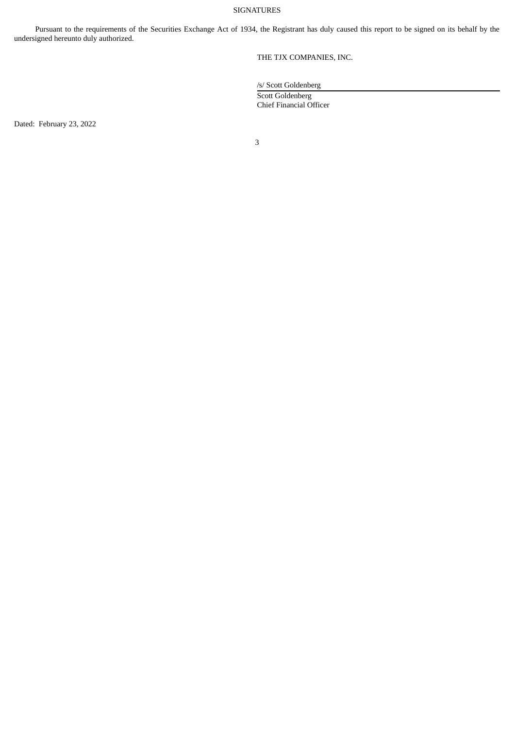# SIGNATURES

Pursuant to the requirements of the Securities Exchange Act of 1934, the Registrant has duly caused this report to be signed on its behalf by the undersigned hereunto duly authorized.

THE TJX COMPANIES, INC.

/s/ Scott Goldenberg

Scott Goldenberg
Chief Financial Officer

Dated: February 23, 2022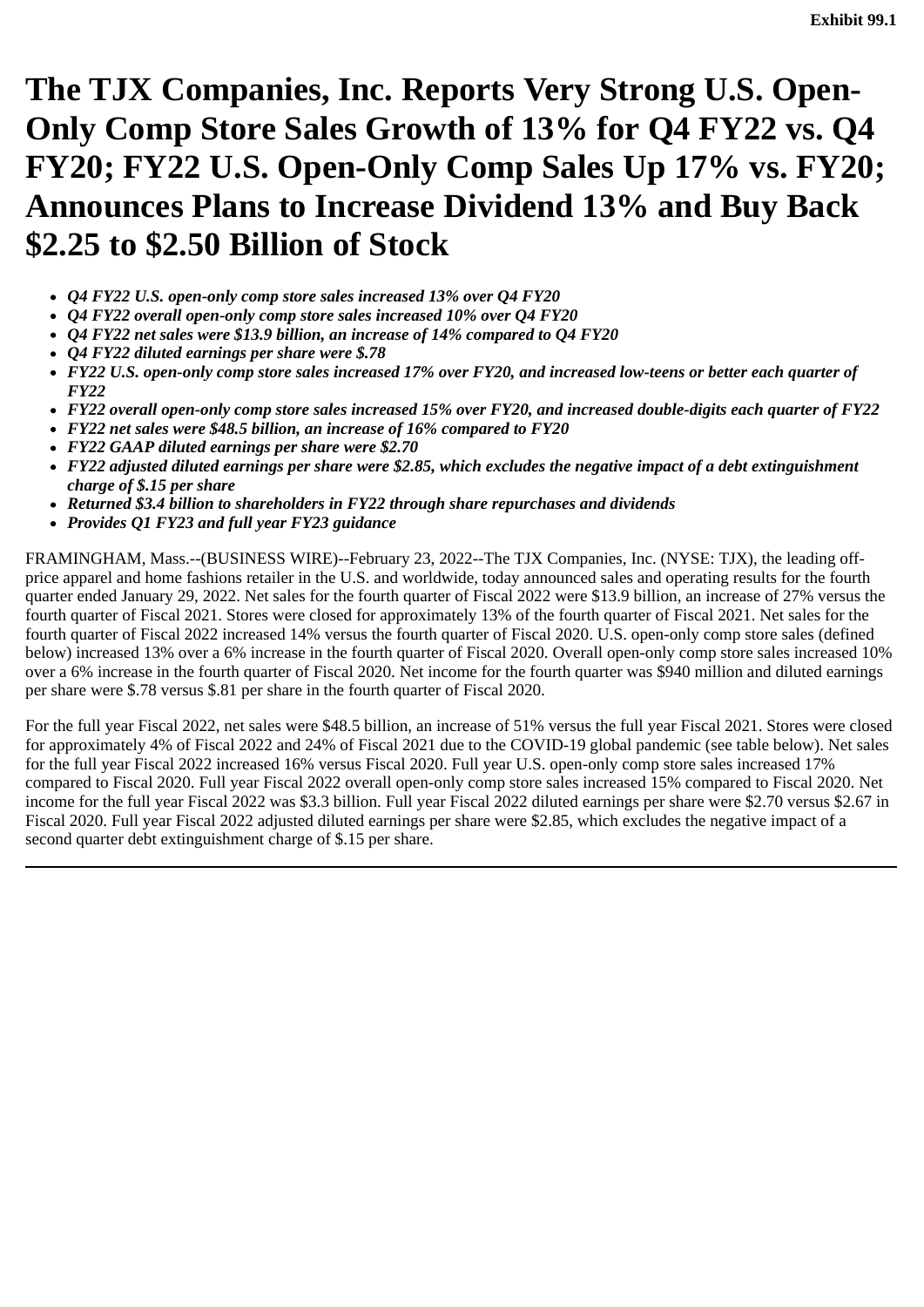Exhibit 99.1

# The TJX Companies, Inc. Reports Very Strong U.S. Open-Only Comp Store Sales Growth of 13% for Q4 FY22 vs. Q4 FY20; FY22 U.S. Open-Only Comp Sales Up 17% vs. FY20; Announces Plans to Increase Dividend 13% and Buy Back $2.25 to $2.50 Billion of Stock

- ***Q4 FY22 U.S. open-only comp store sales increased 13% over Q4 FY20***
- ***Q4 FY22 overall open-only comp store sales increased 10% over Q4 FY20***
- ***Q4 FY22 net sales were $13.9 billion, an increase of 14% compared to Q4 FY20***
- ***Q4 FY22 diluted earnings per share were $.78***
- ***FY22 U.S. open-only comp store sales increased 17% over FY20, and increased low-teens or better each quarter of FY22***
- ***FY22 overall open-only comp store sales increased 15% over FY20, and increased double-digits each quarter of FY22***
- ***FY22 net sales were $48.5 billion, an increase of 16% compared to FY20***
- ***FY22 GAAP diluted earnings per share were $2.70***
- ***FY22 adjusted diluted earnings per share were $2.85, which excludes the negative impact of a debt extinguishment charge of $.15 per share***
- ***Returned $3.4 billion to shareholders in FY22 through share repurchases and dividends***
- ***Provides Q1 FY23 and full year FY23 guidance***

FRAMINGHAM, Mass.--(BUSINESS WIRE)--February 23, 2022--The TJX Companies, Inc. (NYSE: TJX), the leading off-price apparel and home fashions retailer in the U.S. and worldwide, today announced sales and operating results for the fourth quarter ended January 29, 2022. Net sales for the fourth quarter of Fiscal 2022 were $13.9 billion, an increase of 27% versus the fourth quarter of Fiscal 2021. Stores were closed for approximately 13% of the fourth quarter of Fiscal 2021. Net sales for the fourth quarter of Fiscal 2022 increased 14% versus the fourth quarter of Fiscal 2020. U.S. open-only comp store sales (defined below) increased 13% over a 6% increase in the fourth quarter of Fiscal 2020. Overall open-only comp store sales increased 10% over a 6% increase in the fourth quarter of Fiscal 2020. Net income for the fourth quarter was $940 million and diluted earnings per share were $.78 versus $.81 per share in the fourth quarter of Fiscal 2020.

For the full year Fiscal 2022, net sales were $48.5 billion, an increase of 51% versus the full year Fiscal 2021. Stores were closed for approximately 4% of Fiscal 2022 and 24% of Fiscal 2021 due to the COVID-19 global pandemic (see table below). Net sales for the full year Fiscal 2022 increased 16% versus Fiscal 2020. Full year U.S. open-only comp store sales increased 17% compared to Fiscal 2020. Full year Fiscal 2022 overall open-only comp store sales increased 15% compared to Fiscal 2020. Net income for the full year Fiscal 2022 was $3.3 billion. Full year Fiscal 2022 diluted earnings per share were $2.70 versus $2.67 in Fiscal 2020. Full year Fiscal 2022 adjusted diluted earnings per share were $2.85, which excludes the negative impact of a second quarter debt extinguishment charge of $.15 per share.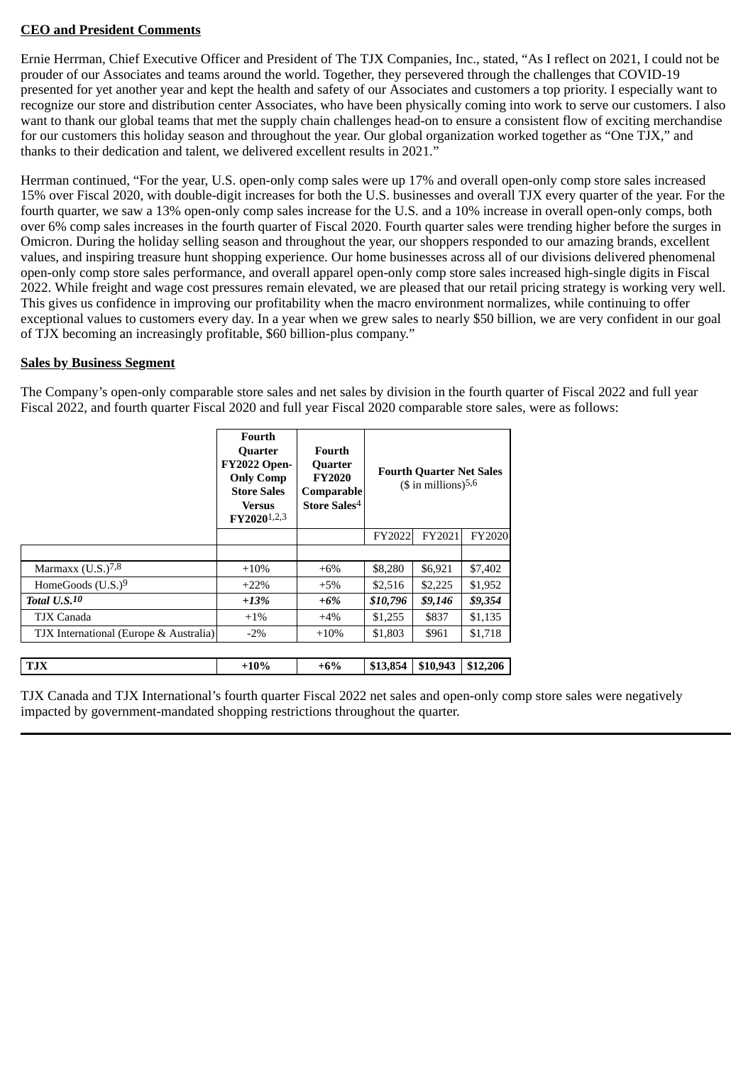**CEO and President Comments**

Ernie Herrman, Chief Executive Officer and President of The TJX Companies, Inc., stated, "As I reflect on 2021, I could not be prouder of our Associates and teams around the world. Together, they persevered through the challenges that COVID-19 presented for yet another year and kept the health and safety of our Associates and customers a top priority. I especially want to recognize our store and distribution center Associates, who have been physically coming into work to serve our customers. I also want to thank our global teams that met the supply chain challenges head-on to ensure a consistent flow of exciting merchandise for our customers this holiday season and throughout the year. Our global organization worked together as "One TJX," and thanks to their dedication and talent, we delivered excellent results in 2021."

Herrman continued, "For the year, U.S. open-only comp sales were up 17% and overall open-only comp store sales increased 15% over Fiscal 2020, with double-digit increases for both the U.S. businesses and overall TJX every quarter of the year. For the fourth quarter, we saw a 13% open-only comp sales increase for the U.S. and a 10% increase in overall open-only comps, both over 6% comp sales increases in the fourth quarter of Fiscal 2020. Fourth quarter sales were trending higher before the surges in Omicron. During the holiday selling season and throughout the year, our shoppers responded to our amazing brands, excellent values, and inspiring treasure hunt shopping experience. Our home businesses across all of our divisions delivered phenomenal open-only comp store sales performance, and overall apparel open-only comp store sales increased high-single digits in Fiscal 2022. While freight and wage cost pressures remain elevated, we are pleased that our retail pricing strategy is working very well. This gives us confidence in improving our profitability when the macro environment normalizes, while continuing to offer exceptional values to customers every day. In a year when we grew sales to nearly $50 billion, we are very confident in our goal of TJX becoming an increasingly profitable, $60 billion-plus company."

**Sales by Business Segment**

The Company's open-only comparable store sales and net sales by division in the fourth quarter of Fiscal 2022 and full year Fiscal 2022, and fourth quarter Fiscal 2020 and full year Fiscal 2020 comparable store sales, were as follows:

| | **Fourth Quarter FY2022 Open-Only Comp Store Sales Versus FY2020**[1,2,3] | **Fourth Quarter FY2020 Comparable Store Sales**[4] | **Fourth Quarter Net Sales ($ in millions)**[5,6] | | |
|---|---|---|---|---|---|
| | | | FY2022 | FY2021 | FY2020 |
| Marmaxx (U.S.)[7,8] | +10% | +6% | $8,280 | $6,921 | $7,402 |
| HomeGoods (U.S.)[9] | +22% | +5% | $2,516 | $2,225 | $1,952 |
| ***Total U.S.***[10] | ***+13%*** | ***+6%*** | ***$10,796*** | ***$9,146*** | ***$9,354*** |
| TJX Canada | +1% | +4% | $1,255 | $837 | $1,135 |
| TJX International (Europe & Australia) | -2% | +10% | $1,803 | $961 | $1,718 |
| **TJX** | **+10%** | **+6%** | **$13,854** | **$10,943** | **$12,206** |

TJX Canada and TJX International's fourth quarter Fiscal 2022 net sales and open-only comp store sales were negatively impacted by government-mandated shopping restrictions throughout the quarter.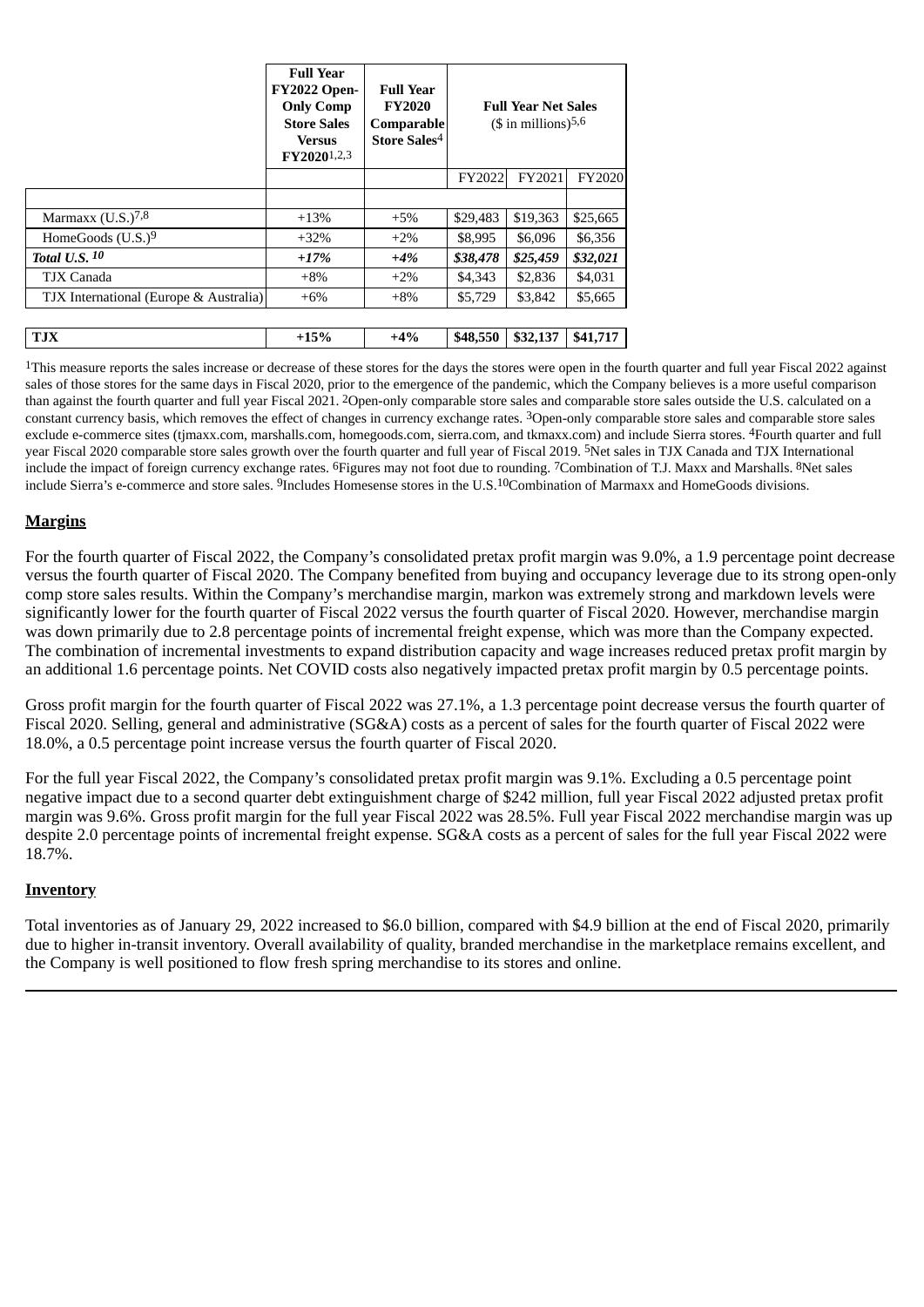| | Full Year FY2022 Open-Only Comp Store Sales Versus FY2020[1,2,3] | Full Year FY2020 Comparable Store Sales[4] | Full Year Net Sales ($ in millions)[5,6] | | |
|---|---|---|---|---|---|
| | | | FY2022 | FY2021 | FY2020 |
| | | | | | |
| Marmaxx (U.S.)[7,8] | +13% | +5% | $29,483 | $19,363 | $25,665 |
| HomeGoods (U.S.)[9] | +32% | +2% | $8,995 | $6,096 | $6,356 |
| ***Total U.S.*** [10] | ***+17%*** | ***+4%*** | ***$38,478*** | ***$25,459*** | ***$32,021*** |
| TJX Canada | +8% | +2% | $4,343 | $2,836 | $4,031 |
| TJX International (Europe & Australia) | +6% | +8% | $5,729 | $3,842 | $5,665 |
| | | | | | |
| **TJX** | **+15%** | **+4%** | **$48,550** | **$32,137** | **$41,717** |

[1]This measure reports the sales increase or decrease of these stores for the days the stores were open in the fourth quarter and full year Fiscal 2022 against sales of those stores for the same days in Fiscal 2020, prior to the emergence of the pandemic, which the Company believes is a more useful comparison than against the fourth quarter and full year Fiscal 2021. [2]Open-only comparable store sales and comparable store sales outside the U.S. calculated on a constant currency basis, which removes the effect of changes in currency exchange rates. [3]Open-only comparable store sales and comparable store sales exclude e-commerce sites (tjmaxx.com, marshalls.com, homegoods.com, sierra.com, and tkmaxx.com) and include Sierra stores. [4]Fourth quarter and full year Fiscal 2020 comparable store sales growth over the fourth quarter and full year of Fiscal 2019. [5]Net sales in TJX Canada and TJX International include the impact of foreign currency exchange rates. [6]Figures may not foot due to rounding. [7]Combination of T.J. Maxx and Marshalls. [8]Net sales include Sierra's e-commerce and store sales. [9]Includes Homesense stores in the U.S.[10]Combination of Marmaxx and HomeGoods divisions.

## Margins

For the fourth quarter of Fiscal 2022, the Company's consolidated pretax profit margin was 9.0%, a 1.9 percentage point decrease versus the fourth quarter of Fiscal 2020. The Company benefited from buying and occupancy leverage due to its strong open-only comp store sales results. Within the Company's merchandise margin, markon was extremely strong and markdown levels were significantly lower for the fourth quarter of Fiscal 2022 versus the fourth quarter of Fiscal 2020. However, merchandise margin was down primarily due to 2.8 percentage points of incremental freight expense, which was more than the Company expected. The combination of incremental investments to expand distribution capacity and wage increases reduced pretax profit margin by an additional 1.6 percentage points. Net COVID costs also negatively impacted pretax profit margin by 0.5 percentage points.

Gross profit margin for the fourth quarter of Fiscal 2022 was 27.1%, a 1.3 percentage point decrease versus the fourth quarter of Fiscal 2020. Selling, general and administrative (SG&A) costs as a percent of sales for the fourth quarter of Fiscal 2022 were 18.0%, a 0.5 percentage point increase versus the fourth quarter of Fiscal 2020.

For the full year Fiscal 2022, the Company's consolidated pretax profit margin was 9.1%. Excluding a 0.5 percentage point negative impact due to a second quarter debt extinguishment charge of $242 million, full year Fiscal 2022 adjusted pretax profit margin was 9.6%. Gross profit margin for the full year Fiscal 2022 was 28.5%. Full year Fiscal 2022 merchandise margin was up despite 2.0 percentage points of incremental freight expense. SG&A costs as a percent of sales for the full year Fiscal 2022 were 18.7%.

## Inventory

Total inventories as of January 29, 2022 increased to $6.0 billion, compared with $4.9 billion at the end of Fiscal 2020, primarily due to higher in-transit inventory. Overall availability of quality, branded merchandise in the marketplace remains excellent, and the Company is well positioned to flow fresh spring merchandise to its stores and online.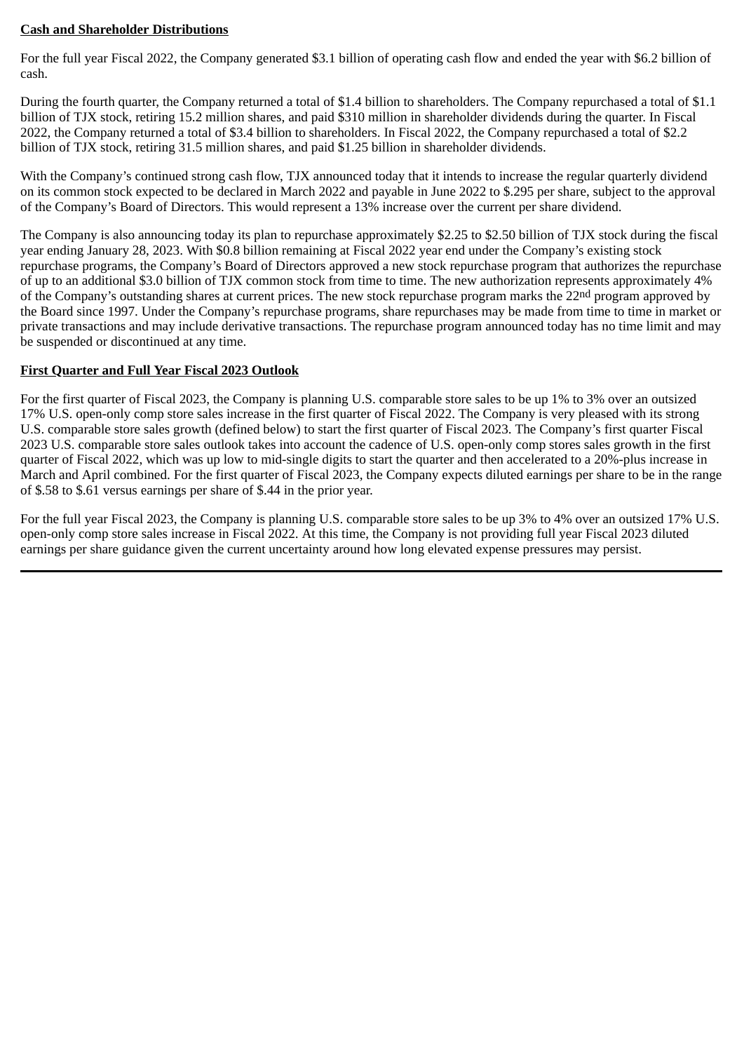**Cash and Shareholder Distributions**

For the full year Fiscal 2022, the Company generated $3.1 billion of operating cash flow and ended the year with $6.2 billion of cash.

During the fourth quarter, the Company returned a total of $1.4 billion to shareholders. The Company repurchased a total of $1.1 billion of TJX stock, retiring 15.2 million shares, and paid $310 million in shareholder dividends during the quarter. In Fiscal 2022, the Company returned a total of $3.4 billion to shareholders. In Fiscal 2022, the Company repurchased a total of $2.2 billion of TJX stock, retiring 31.5 million shares, and paid $1.25 billion in shareholder dividends.

With the Company's continued strong cash flow, TJX announced today that it intends to increase the regular quarterly dividend on its common stock expected to be declared in March 2022 and payable in June 2022 to $.295 per share, subject to the approval of the Company's Board of Directors. This would represent a 13% increase over the current per share dividend.

The Company is also announcing today its plan to repurchase approximately $2.25 to $2.50 billion of TJX stock during the fiscal year ending January 28, 2023. With $0.8 billion remaining at Fiscal 2022 year end under the Company's existing stock repurchase programs, the Company's Board of Directors approved a new stock repurchase program that authorizes the repurchase of up to an additional $3.0 billion of TJX common stock from time to time. The new authorization represents approximately 4% of the Company's outstanding shares at current prices. The new stock repurchase program marks the 22nd program approved by the Board since 1997. Under the Company's repurchase programs, share repurchases may be made from time to time in market or private transactions and may include derivative transactions. The repurchase program announced today has no time limit and may be suspended or discontinued at any time.

**First Quarter and Full Year Fiscal 2023 Outlook**

For the first quarter of Fiscal 2023, the Company is planning U.S. comparable store sales to be up 1% to 3% over an outsized 17% U.S. open-only comp store sales increase in the first quarter of Fiscal 2022. The Company is very pleased with its strong U.S. comparable store sales growth (defined below) to start the first quarter of Fiscal 2023. The Company's first quarter Fiscal 2023 U.S. comparable store sales outlook takes into account the cadence of U.S. open-only comp stores sales growth in the first quarter of Fiscal 2022, which was up low to mid-single digits to start the quarter and then accelerated to a 20%-plus increase in March and April combined. For the first quarter of Fiscal 2023, the Company expects diluted earnings per share to be in the range of $.58 to $.61 versus earnings per share of $.44 in the prior year.

For the full year Fiscal 2023, the Company is planning U.S. comparable store sales to be up 3% to 4% over an outsized 17% U.S. open-only comp store sales increase in Fiscal 2022. At this time, the Company is not providing full year Fiscal 2023 diluted earnings per share guidance given the current uncertainty around how long elevated expense pressures may persist.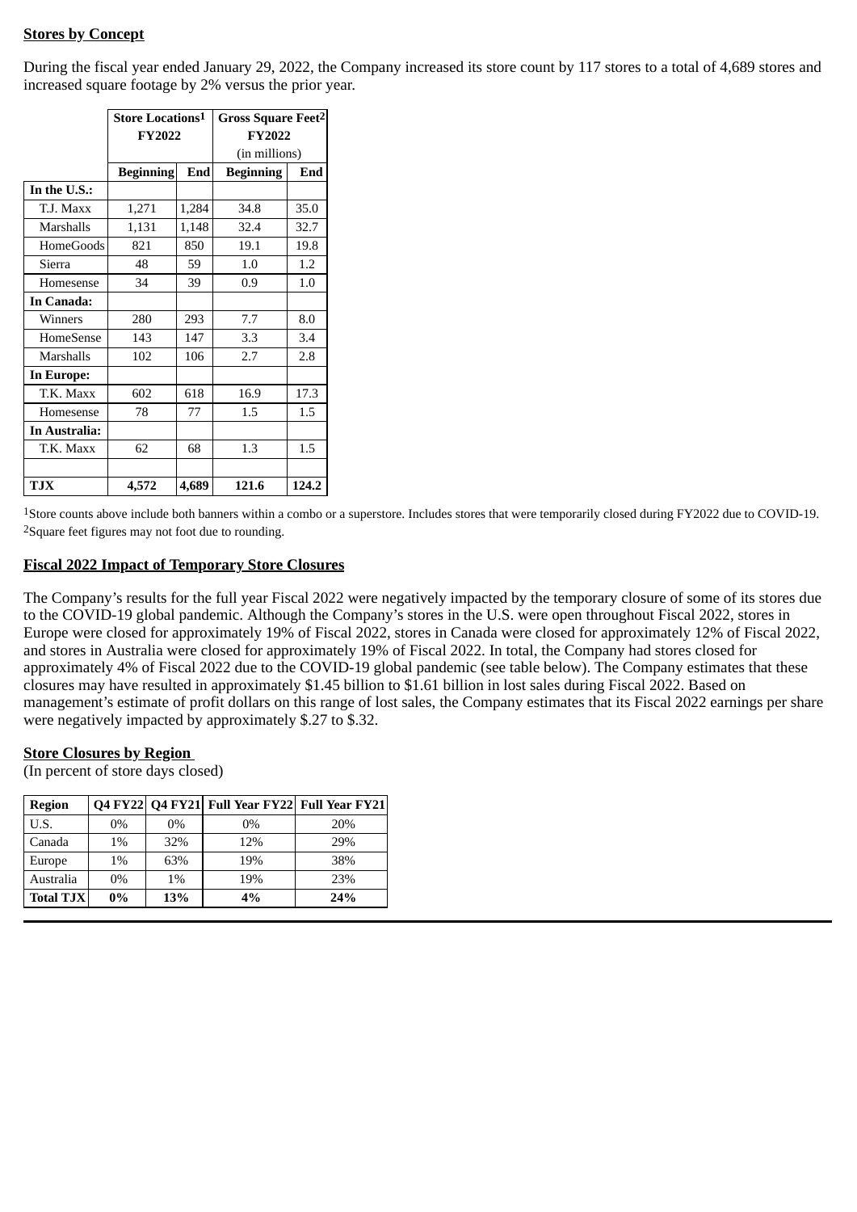**Stores by Concept**

During the fiscal year ended January 29, 2022, the Company increased its store count by 117 stores to a total of 4,689 stores and increased square footage by 2% versus the prior year.

| | Store Locations[1] FY2022 | | Gross Square Feet[2] FY2022 (in millions) | |
|---|---|---|---|---|
| | **Beginning** | **End** | **Beginning** | **End** |
| **In the U.S.:** | | | | |
| T.J. Maxx | 1,271 | 1,284 | 34.8 | 35.0 |
| Marshalls | 1,131 | 1,148 | 32.4 | 32.7 |
| HomeGoods | 821 | 850 | 19.1 | 19.8 |
| Sierra | 48 | 59 | 1.0 | 1.2 |
| Homesense | 34 | 39 | 0.9 | 1.0 |
| **In Canada:** | | | | |
| Winners | 280 | 293 | 7.7 | 8.0 |
| HomeSense | 143 | 147 | 3.3 | 3.4 |
| Marshalls | 102 | 106 | 2.7 | 2.8 |
| **In Europe:** | | | | |
| T.K. Maxx | 602 | 618 | 16.9 | 17.3 |
| Homesense | 78 | 77 | 1.5 | 1.5 |
| **In Australia:** | | | | |
| T.K. Maxx | 62 | 68 | 1.3 | 1.5 |
| | | | | |
| **TJX** | **4,572** | **4,689** | **121.6** | **124.2** |

[1]Store counts above include both banners within a combo or a superstore. Includes stores that were temporarily closed during FY2022 due to COVID-19.
[2]Square feet figures may not foot due to rounding.

**Fiscal 2022 Impact of Temporary Store Closures**

The Company's results for the full year Fiscal 2022 were negatively impacted by the temporary closure of some of its stores due to the COVID-19 global pandemic. Although the Company's stores in the U.S. were open throughout Fiscal 2022, stores in Europe were closed for approximately 19% of Fiscal 2022, stores in Canada were closed for approximately 12% of Fiscal 2022, and stores in Australia were closed for approximately 19% of Fiscal 2022. In total, the Company had stores closed for approximately 4% of Fiscal 2022 due to the COVID-19 global pandemic (see table below). The Company estimates that these closures may have resulted in approximately $1.45 billion to $1.61 billion in lost sales during Fiscal 2022. Based on management's estimate of profit dollars on this range of lost sales, the Company estimates that its Fiscal 2022 earnings per share were negatively impacted by approximately $.27 to $.32.

**Store Closures by Region**
(In percent of store days closed)

| Region | Q4 FY22 | Q4 FY21 | Full Year FY22 | Full Year FY21 |
|---|---|---|---|---|
| U.S. | 0% | 0% | 0% | 20% |
| Canada | 1% | 32% | 12% | 29% |
| Europe | 1% | 63% | 19% | 38% |
| Australia | 0% | 1% | 19% | 23% |
| **Total TJX** | **0%** | **13%** | **4%** | **24%** |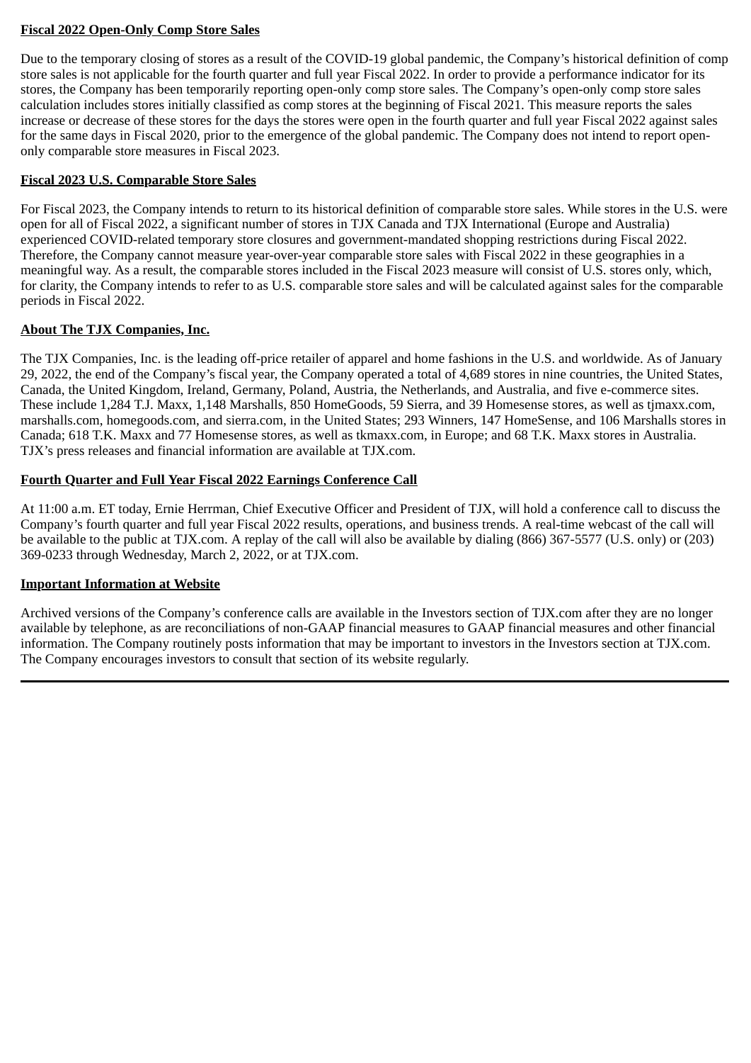**Fiscal 2022 Open-Only Comp Store Sales**

Due to the temporary closing of stores as a result of the COVID-19 global pandemic, the Company's historical definition of comp store sales is not applicable for the fourth quarter and full year Fiscal 2022. In order to provide a performance indicator for its stores, the Company has been temporarily reporting open-only comp store sales. The Company's open-only comp store sales calculation includes stores initially classified as comp stores at the beginning of Fiscal 2021. This measure reports the sales increase or decrease of these stores for the days the stores were open in the fourth quarter and full year Fiscal 2022 against sales for the same days in Fiscal 2020, prior to the emergence of the global pandemic. The Company does not intend to report open-only comparable store measures in Fiscal 2023.

**Fiscal 2023 U.S. Comparable Store Sales**

For Fiscal 2023, the Company intends to return to its historical definition of comparable store sales. While stores in the U.S. were open for all of Fiscal 2022, a significant number of stores in TJX Canada and TJX International (Europe and Australia) experienced COVID-related temporary store closures and government-mandated shopping restrictions during Fiscal 2022. Therefore, the Company cannot measure year-over-year comparable store sales with Fiscal 2022 in these geographies in a meaningful way. As a result, the comparable stores included in the Fiscal 2023 measure will consist of U.S. stores only, which, for clarity, the Company intends to refer to as U.S. comparable store sales and will be calculated against sales for the comparable periods in Fiscal 2022.

**About The TJX Companies, Inc.**

The TJX Companies, Inc. is the leading off-price retailer of apparel and home fashions in the U.S. and worldwide. As of January 29, 2022, the end of the Company's fiscal year, the Company operated a total of 4,689 stores in nine countries, the United States, Canada, the United Kingdom, Ireland, Germany, Poland, Austria, the Netherlands, and Australia, and five e-commerce sites. These include 1,284 T.J. Maxx, 1,148 Marshalls, 850 HomeGoods, 59 Sierra, and 39 Homesense stores, as well as tjmaxx.com, marshalls.com, homegoods.com, and sierra.com, in the United States; 293 Winners, 147 HomeSense, and 106 Marshalls stores in Canada; 618 T.K. Maxx and 77 Homesense stores, as well as tkmaxx.com, in Europe; and 68 T.K. Maxx stores in Australia. TJX's press releases and financial information are available at TJX.com.

**Fourth Quarter and Full Year Fiscal 2022 Earnings Conference Call**

At 11:00 a.m. ET today, Ernie Herrman, Chief Executive Officer and President of TJX, will hold a conference call to discuss the Company's fourth quarter and full year Fiscal 2022 results, operations, and business trends. A real-time webcast of the call will be available to the public at TJX.com. A replay of the call will also be available by dialing (866) 367-5577 (U.S. only) or (203) 369-0233 through Wednesday, March 2, 2022, or at TJX.com.

**Important Information at Website**

Archived versions of the Company's conference calls are available in the Investors section of TJX.com after they are no longer available by telephone, as are reconciliations of non-GAAP financial measures to GAAP financial measures and other financial information. The Company routinely posts information that may be important to investors in the Investors section at TJX.com. The Company encourages investors to consult that section of its website regularly.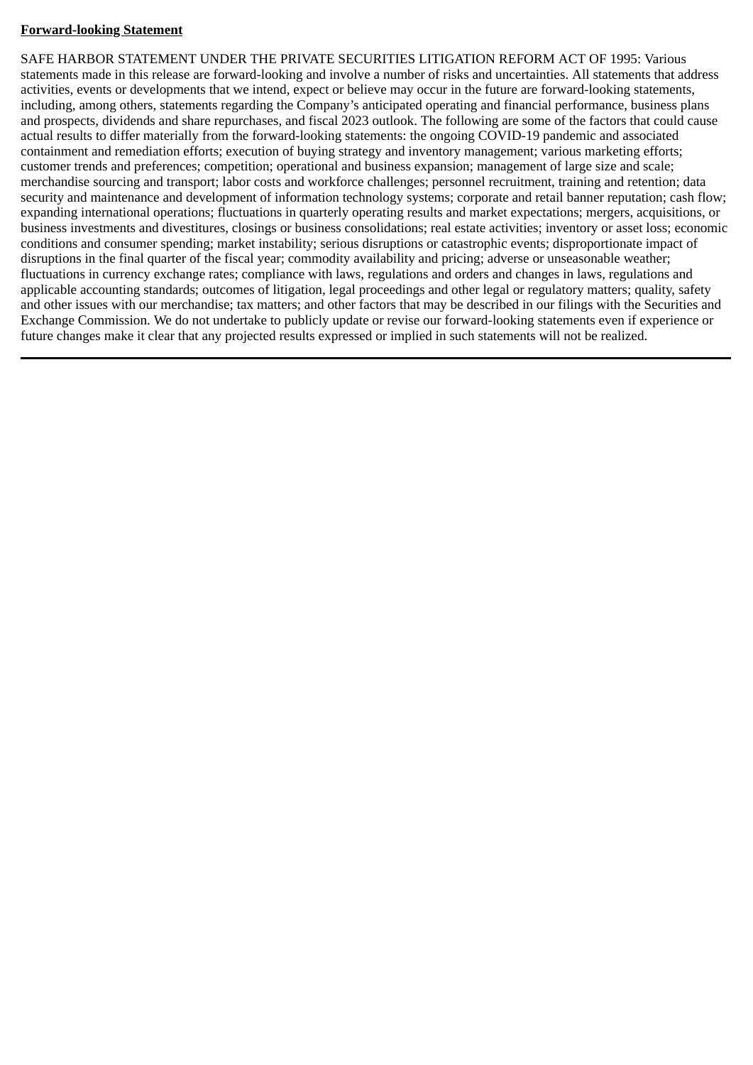**Forward-looking Statement**

SAFE HARBOR STATEMENT UNDER THE PRIVATE SECURITIES LITIGATION REFORM ACT OF 1995: Various statements made in this release are forward-looking and involve a number of risks and uncertainties. All statements that address activities, events or developments that we intend, expect or believe may occur in the future are forward-looking statements, including, among others, statements regarding the Company's anticipated operating and financial performance, business plans and prospects, dividends and share repurchases, and fiscal 2023 outlook. The following are some of the factors that could cause actual results to differ materially from the forward-looking statements: the ongoing COVID-19 pandemic and associated containment and remediation efforts; execution of buying strategy and inventory management; various marketing efforts; customer trends and preferences; competition; operational and business expansion; management of large size and scale; merchandise sourcing and transport; labor costs and workforce challenges; personnel recruitment, training and retention; data security and maintenance and development of information technology systems; corporate and retail banner reputation; cash flow; expanding international operations; fluctuations in quarterly operating results and market expectations; mergers, acquisitions, or business investments and divestitures, closings or business consolidations; real estate activities; inventory or asset loss; economic conditions and consumer spending; market instability; serious disruptions or catastrophic events; disproportionate impact of disruptions in the final quarter of the fiscal year; commodity availability and pricing; adverse or unseasonable weather; fluctuations in currency exchange rates; compliance with laws, regulations and orders and changes in laws, regulations and applicable accounting standards; outcomes of litigation, legal proceedings and other legal or regulatory matters; quality, safety and other issues with our merchandise; tax matters; and other factors that may be described in our filings with the Securities and Exchange Commission. We do not undertake to publicly update or revise our forward-looking statements even if experience or future changes make it clear that any projected results expressed or implied in such statements will not be realized.

---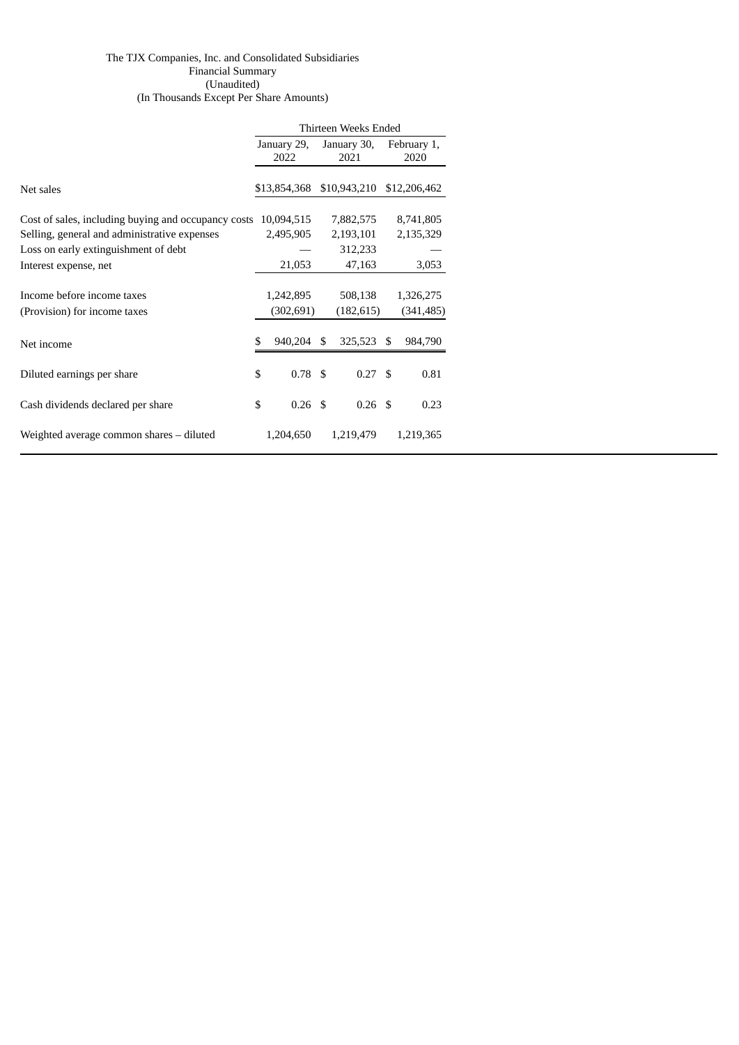The TJX Companies, Inc. and Consolidated Subsidiaries
Financial Summary
(Unaudited)
(In Thousands Except Per Share Amounts)

| | Thirteen Weeks Ended | | |
|---|---|---|---|
| | January 29, 2022 | January 30, 2021 | February 1, 2020 |
| Net sales | $13,854,368 | $10,943,210 | $12,206,462 |
| Cost of sales, including buying and occupancy costs | 10,094,515 | 7,882,575 | 8,741,805 |
| Selling, general and administrative expenses | 2,495,905 | 2,193,101 | 2,135,329 |
| Loss on early extinguishment of debt | — | 312,233 | — |
| Interest expense, net | 21,053 | 47,163 | 3,053 |
| Income before income taxes | 1,242,895 | 508,138 | 1,326,275 |
| (Provision) for income taxes | (302,691) | (182,615) | (341,485) |
| Net income | $ 940,204 | $ 325,523 | $ 984,790 |
| Diluted earnings per share | $ 0.78 | $ 0.27 | $ 0.81 |
| Cash dividends declared per share | $ 0.26 | $ 0.26 | $ 0.23 |
| Weighted average common shares – diluted | 1,204,650 | 1,219,479 | 1,219,365 |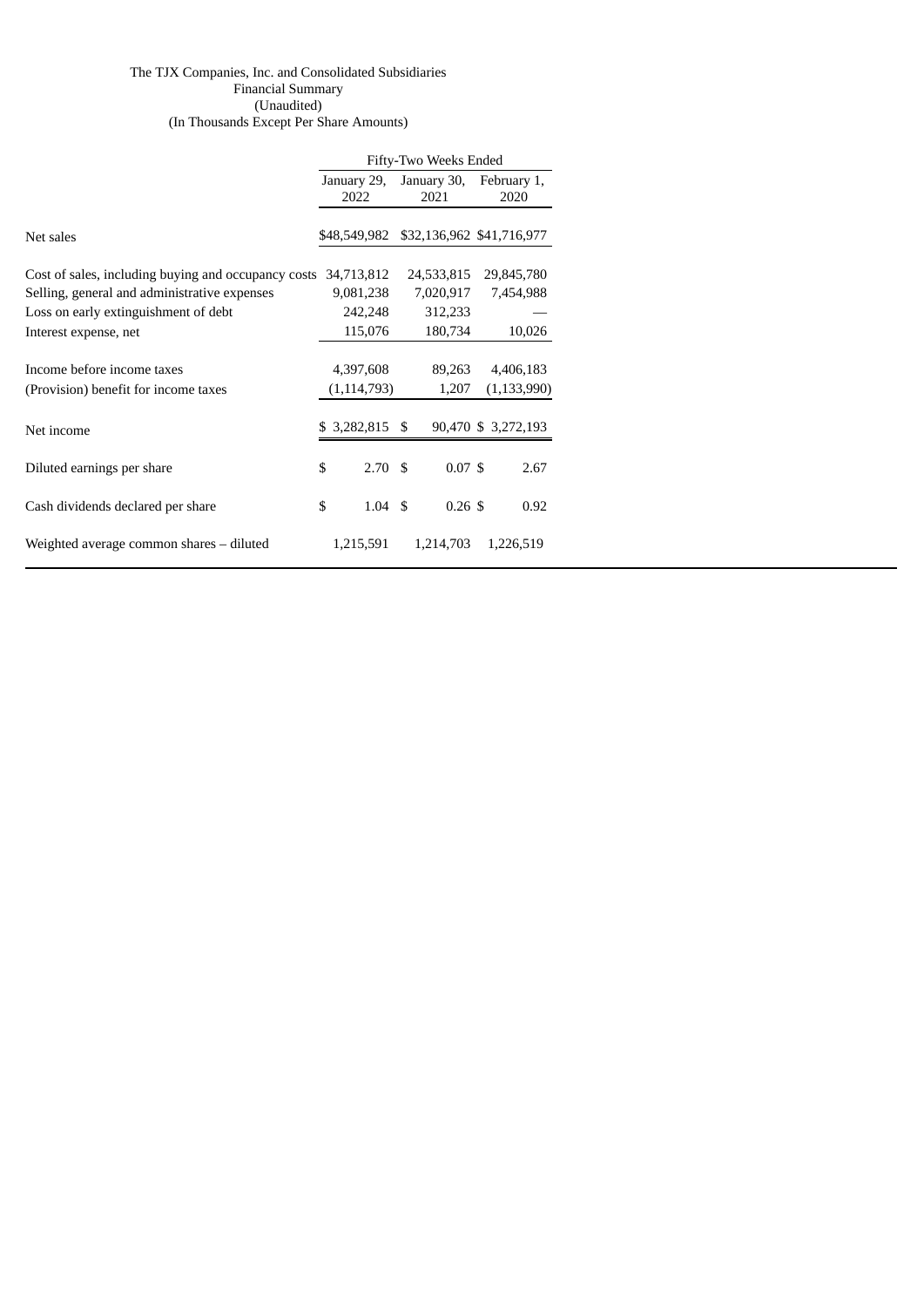The TJX Companies, Inc. and Consolidated Subsidiaries
Financial Summary
(Unaudited)
(In Thousands Except Per Share Amounts)

| | Fifty-Two Weeks Ended | | |
|---|---|---|---|
| | January 29, 2022 | January 30, 2021 | February 1, 2020 |
| Net sales | $48,549,982 | $32,136,962 | $41,716,977 |
| Cost of sales, including buying and occupancy costs | 34,713,812 | 24,533,815 | 29,845,780 |
| Selling, general and administrative expenses | 9,081,238 | 7,020,917 | 7,454,988 |
| Loss on early extinguishment of debt | 242,248 | 312,233 | — |
| Interest expense, net | 115,076 | 180,734 | 10,026 |
| Income before income taxes | 4,397,608 | 89,263 | 4,406,183 |
| (Provision) benefit for income taxes | (1,114,793) | 1,207 | (1,133,990) |
| Net income | $ 3,282,815 | $ 90,470 | $ 3,272,193 |
| Diluted earnings per share | $ 2.70 | $ 0.07 | $ 2.67 |
| Cash dividends declared per share | $ 1.04 | $ 0.26 | $ 0.92 |
| Weighted average common shares – diluted | 1,215,591 | 1,214,703 | 1,226,519 |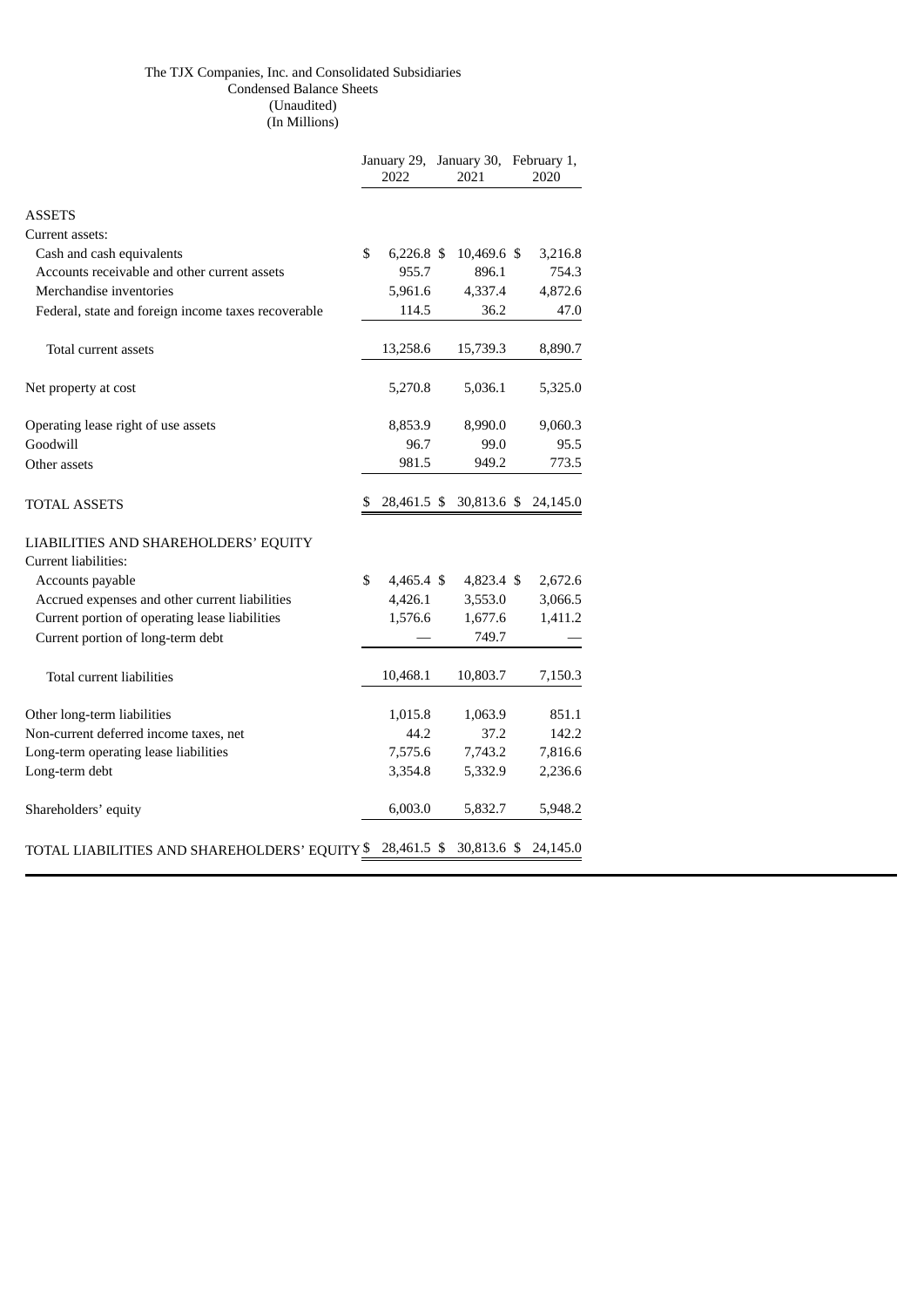The TJX Companies, Inc. and Consolidated Subsidiaries
Condensed Balance Sheets
(Unaudited)
(In Millions)

| | January 29, 2022 | January 30, 2021 | February 1, 2020 |
|---|---|---|---|
| ASSETS | | | |
| Current assets: | | | |
| Cash and cash equivalents | $ 6,226.8 | $ 10,469.6 | $ 3,216.8 |
| Accounts receivable and other current assets | 955.7 | 896.1 | 754.3 |
| Merchandise inventories | 5,961.6 | 4,337.4 | 4,872.6 |
| Federal, state and foreign income taxes recoverable | 114.5 | 36.2 | 47.0 |
| Total current assets | 13,258.6 | 15,739.3 | 8,890.7 |
| Net property at cost | 5,270.8 | 5,036.1 | 5,325.0 |
| Operating lease right of use assets | 8,853.9 | 8,990.0 | 9,060.3 |
| Goodwill | 96.7 | 99.0 | 95.5 |
| Other assets | 981.5 | 949.2 | 773.5 |
| TOTAL ASSETS | $ 28,461.5 | $ 30,813.6 | $ 24,145.0 |
| LIABILITIES AND SHAREHOLDERS' EQUITY | | | |
| Current liabilities: | | | |
| Accounts payable | $ 4,465.4 | $ 4,823.4 | $ 2,672.6 |
| Accrued expenses and other current liabilities | 4,426.1 | 3,553.0 | 3,066.5 |
| Current portion of operating lease liabilities | 1,576.6 | 1,677.6 | 1,411.2 |
| Current portion of long-term debt | — | 749.7 | — |
| Total current liabilities | 10,468.1 | 10,803.7 | 7,150.3 |
| Other long-term liabilities | 1,015.8 | 1,063.9 | 851.1 |
| Non-current deferred income taxes, net | 44.2 | 37.2 | 142.2 |
| Long-term operating lease liabilities | 7,575.6 | 7,743.2 | 7,816.6 |
| Long-term debt | 3,354.8 | 5,332.9 | 2,236.6 |
| Shareholders' equity | 6,003.0 | 5,832.7 | 5,948.2 |
| TOTAL LIABILITIES AND SHAREHOLDERS' EQUITY | $ 28,461.5 | $ 30,813.6 | $ 24,145.0 |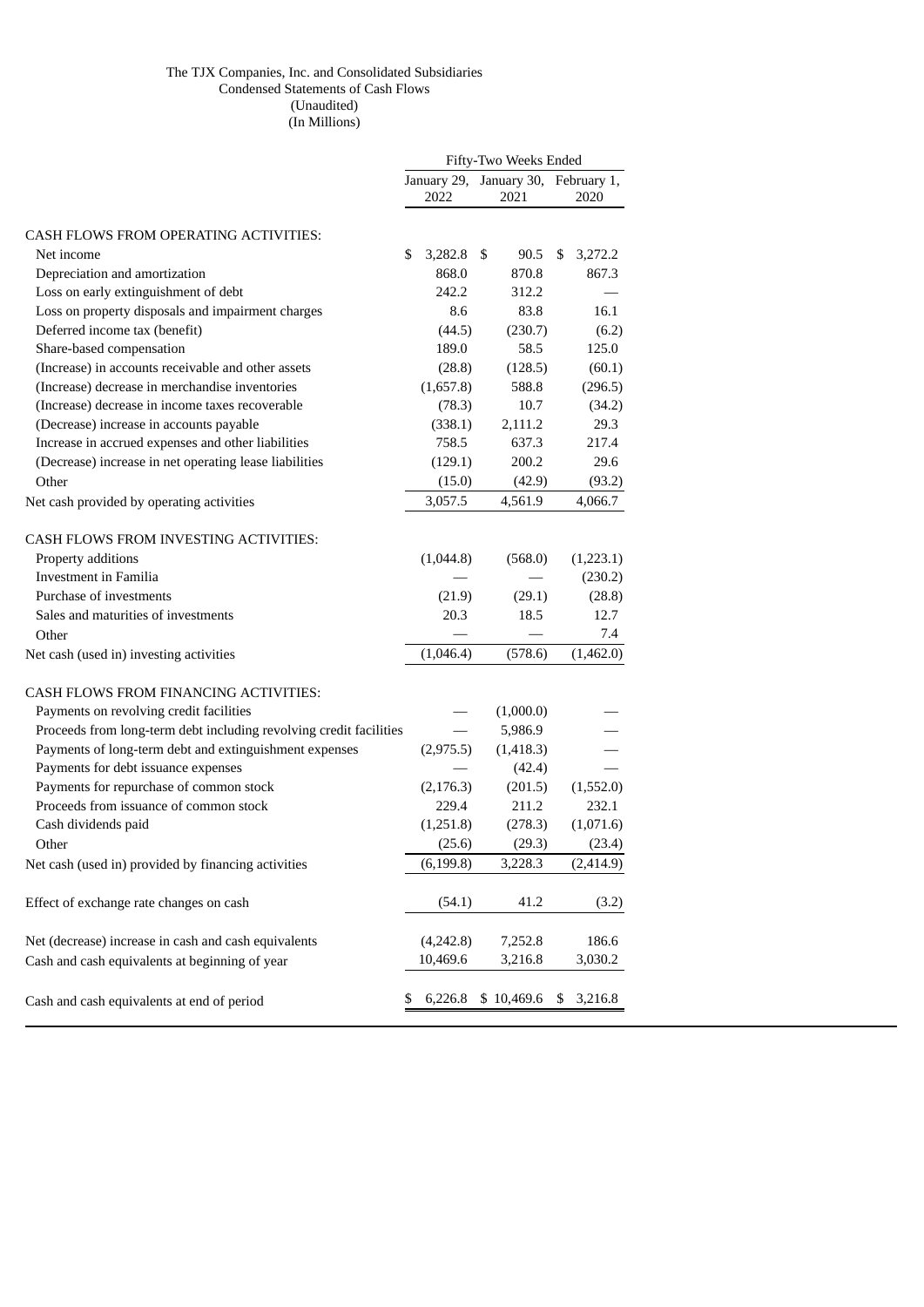The TJX Companies, Inc. and Consolidated Subsidiaries
Condensed Statements of Cash Flows
(Unaudited)
(In Millions)

| | Fifty-Two Weeks Ended | | |
|---|---|---|---|
| | January 29, 2022 | January 30, 2021 | February 1, 2020 |
| **CASH FLOWS FROM OPERATING ACTIVITIES:** | | | |
| Net income | $ 3,282.8 | $ 90.5 | $ 3,272.2 |
| Depreciation and amortization | 868.0 | 870.8 | 867.3 |
| Loss on early extinguishment of debt | 242.2 | 312.2 | — |
| Loss on property disposals and impairment charges | 8.6 | 83.8 | 16.1 |
| Deferred income tax (benefit) | (44.5) | (230.7) | (6.2) |
| Share-based compensation | 189.0 | 58.5 | 125.0 |
| (Increase) in accounts receivable and other assets | (28.8) | (128.5) | (60.1) |
| (Increase) decrease in merchandise inventories | (1,657.8) | 588.8 | (296.5) |
| (Increase) decrease in income taxes recoverable | (78.3) | 10.7 | (34.2) |
| (Decrease) increase in accounts payable | (338.1) | 2,111.2 | 29.3 |
| Increase in accrued expenses and other liabilities | 758.5 | 637.3 | 217.4 |
| (Decrease) increase in net operating lease liabilities | (129.1) | 200.2 | 29.6 |
| Other | (15.0) | (42.9) | (93.2) |
| Net cash provided by operating activities | 3,057.5 | 4,561.9 | 4,066.7 |
| **CASH FLOWS FROM INVESTING ACTIVITIES:** | | | |
| Property additions | (1,044.8) | (568.0) | (1,223.1) |
| Investment in Familia | — | — | (230.2) |
| Purchase of investments | (21.9) | (29.1) | (28.8) |
| Sales and maturities of investments | 20.3 | 18.5 | 12.7 |
| Other | — | — | 7.4 |
| Net cash (used in) investing activities | (1,046.4) | (578.6) | (1,462.0) |
| **CASH FLOWS FROM FINANCING ACTIVITIES:** | | | |
| Payments on revolving credit facilities | — | (1,000.0) | — |
| Proceeds from long-term debt including revolving credit facilities | — | 5,986.9 | — |
| Payments of long-term debt and extinguishment expenses | (2,975.5) | (1,418.3) | — |
| Payments for debt issuance expenses | — | (42.4) | — |
| Payments for repurchase of common stock | (2,176.3) | (201.5) | (1,552.0) |
| Proceeds from issuance of common stock | 229.4 | 211.2 | 232.1 |
| Cash dividends paid | (1,251.8) | (278.3) | (1,071.6) |
| Other | (25.6) | (29.3) | (23.4) |
| Net cash (used in) provided by financing activities | (6,199.8) | 3,228.3 | (2,414.9) |
| Effect of exchange rate changes on cash | (54.1) | 41.2 | (3.2) |
| Net (decrease) increase in cash and cash equivalents | (4,242.8) | 7,252.8 | 186.6 |
| Cash and cash equivalents at beginning of year | 10,469.6 | 3,216.8 | 3,030.2 |
| Cash and cash equivalents at end of period | $ 6,226.8 | $ 10,469.6 | $ 3,216.8 |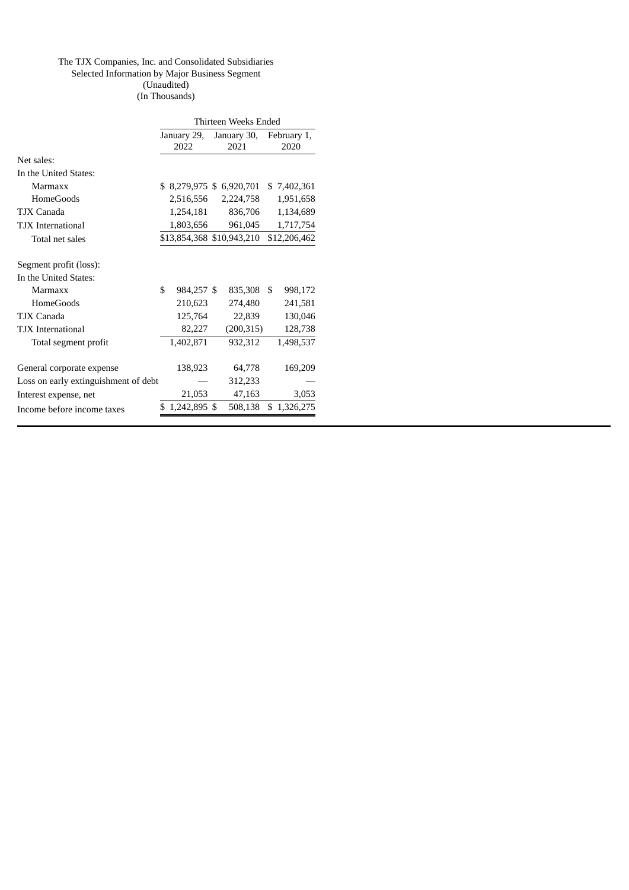The TJX Companies, Inc. and Consolidated Subsidiaries
Selected Information by Major Business Segment
(Unaudited)
(In Thousands)

| | Thirteen Weeks Ended | | |
|---|---|---|---|
| | January 29, 2022 | January 30, 2021 | February 1, 2020 |
| Net sales: | | | |
| In the United States: | | | |
| Marmaxx | $ 8,279,975 | $ 6,920,701 | $ 7,402,361 |
| HomeGoods | 2,516,556 | 2,224,758 | 1,951,658 |
| TJX Canada | 1,254,181 | 836,706 | 1,134,689 |
| TJX International | 1,803,656 | 961,045 | 1,717,754 |
| Total net sales | $13,854,368 | $10,943,210 | $12,206,462 |
| | | | |
| Segment profit (loss): | | | |
| In the United States: | | | |
| Marmaxx | $ 984,257 | $ 835,308 | $ 998,172 |
| HomeGoods | 210,623 | 274,480 | 241,581 |
| TJX Canada | 125,764 | 22,839 | 130,046 |
| TJX International | 82,227 | (200,315) | 128,738 |
| Total segment profit | 1,402,871 | 932,312 | 1,498,537 |
| | | | |
| General corporate expense | 138,923 | 64,778 | 169,209 |
| Loss on early extinguishment of debt | — | 312,233 | — |
| Interest expense, net | 21,053 | 47,163 | 3,053 |
| Income before income taxes | $ 1,242,895 | $ 508,138 | $ 1,326,275 |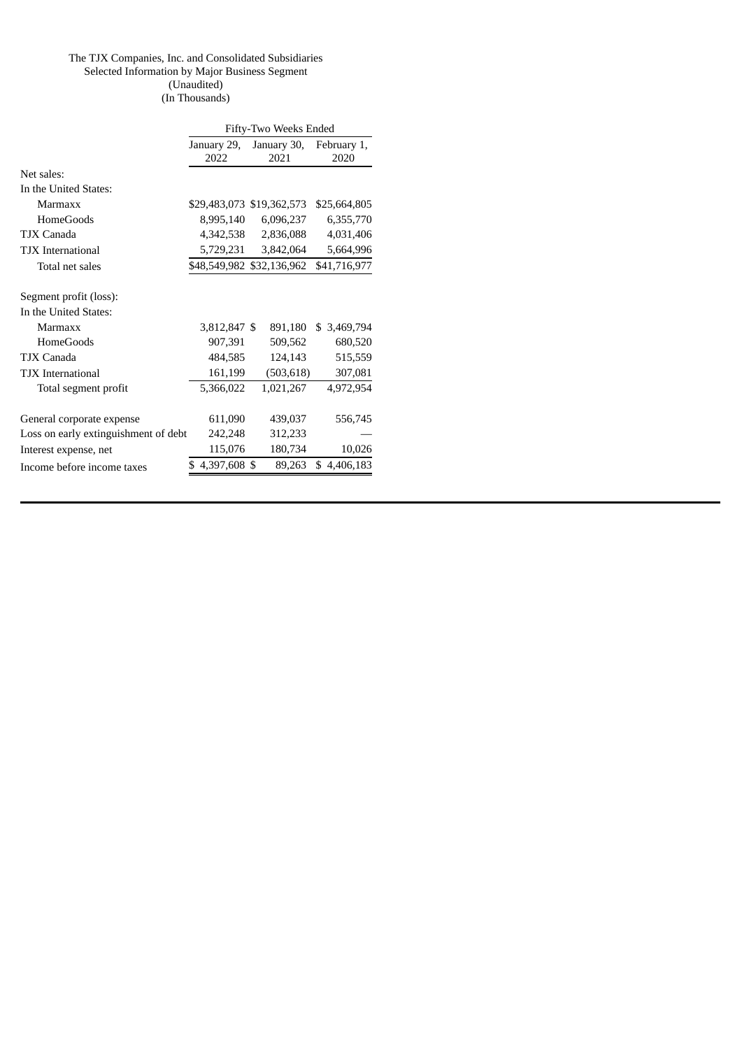The TJX Companies, Inc. and Consolidated Subsidiaries
Selected Information by Major Business Segment
(Unaudited)
(In Thousands)

| | Fifty-Two Weeks Ended | | |
|---|---|---|---|
| | January 29, 2022 | January 30, 2021 | February 1, 2020 |
| Net sales: | | | |
| In the United States: | | | |
| Marmaxx | $29,483,073 | $19,362,573 | $25,664,805 |
| HomeGoods | 8,995,140 | 6,096,237 | 6,355,770 |
| TJX Canada | 4,342,538 | 2,836,088 | 4,031,406 |
| TJX International | 5,729,231 | 3,842,064 | 5,664,996 |
| Total net sales | $48,549,982 | $32,136,962 | $41,716,977 |
| | | | |
| Segment profit (loss): | | | |
| In the United States: | | | |
| Marmaxx | 3,812,847 | $ 891,180 | $ 3,469,794 |
| HomeGoods | 907,391 | 509,562 | 680,520 |
| TJX Canada | 484,585 | 124,143 | 515,559 |
| TJX International | 161,199 | (503,618) | 307,081 |
| Total segment profit | 5,366,022 | 1,021,267 | 4,972,954 |
| | | | |
| General corporate expense | 611,090 | 439,037 | 556,745 |
| Loss on early extinguishment of debt | 242,248 | 312,233 | — |
| Interest expense, net | 115,076 | 180,734 | 10,026 |
| Income before income taxes | $ 4,397,608 | $ 89,263 | $ 4,406,183 |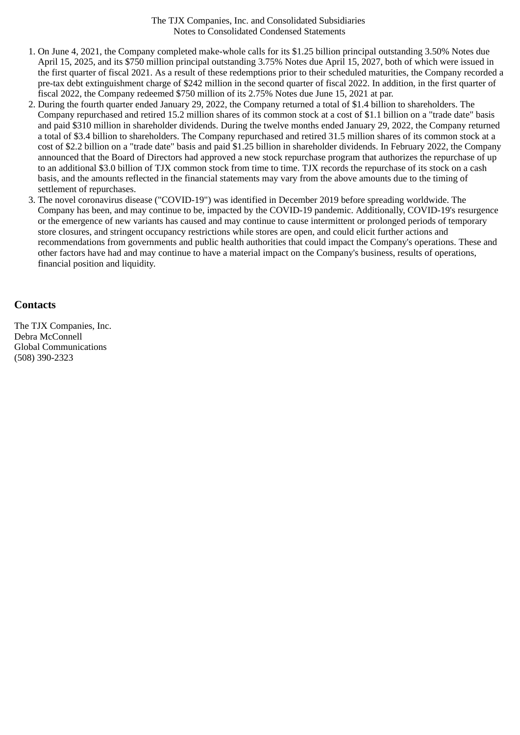The TJX Companies, Inc. and Consolidated Subsidiaries
Notes to Consolidated Condensed Statements

1. On June 4, 2021, the Company completed make-whole calls for its $1.25 billion principal outstanding 3.50% Notes due April 15, 2025, and its $750 million principal outstanding 3.75% Notes due April 15, 2027, both of which were issued in the first quarter of fiscal 2021. As a result of these redemptions prior to their scheduled maturities, the Company recorded a pre-tax debt extinguishment charge of $242 million in the second quarter of fiscal 2022. In addition, in the first quarter of fiscal 2022, the Company redeemed $750 million of its 2.75% Notes due June 15, 2021 at par.
2. During the fourth quarter ended January 29, 2022, the Company returned a total of $1.4 billion to shareholders. The Company repurchased and retired 15.2 million shares of its common stock at a cost of $1.1 billion on a "trade date" basis and paid $310 million in shareholder dividends. During the twelve months ended January 29, 2022, the Company returned a total of $3.4 billion to shareholders. The Company repurchased and retired 31.5 million shares of its common stock at a cost of $2.2 billion on a "trade date" basis and paid $1.25 billion in shareholder dividends. In February 2022, the Company announced that the Board of Directors had approved a new stock repurchase program that authorizes the repurchase of up to an additional $3.0 billion of TJX common stock from time to time. TJX records the repurchase of its stock on a cash basis, and the amounts reflected in the financial statements may vary from the above amounts due to the timing of settlement of repurchases.
3. The novel coronavirus disease ("COVID-19") was identified in December 2019 before spreading worldwide. The Company has been, and may continue to be, impacted by the COVID-19 pandemic. Additionally, COVID-19's resurgence or the emergence of new variants has caused and may continue to cause intermittent or prolonged periods of temporary store closures, and stringent occupancy restrictions while stores are open, and could elicit further actions and recommendations from governments and public health authorities that could impact the Company's operations. These and other factors have had and may continue to have a material impact on the Company's business, results of operations, financial position and liquidity.

## Contacts

The TJX Companies, Inc.
Debra McConnell
Global Communications
(508) 390-2323